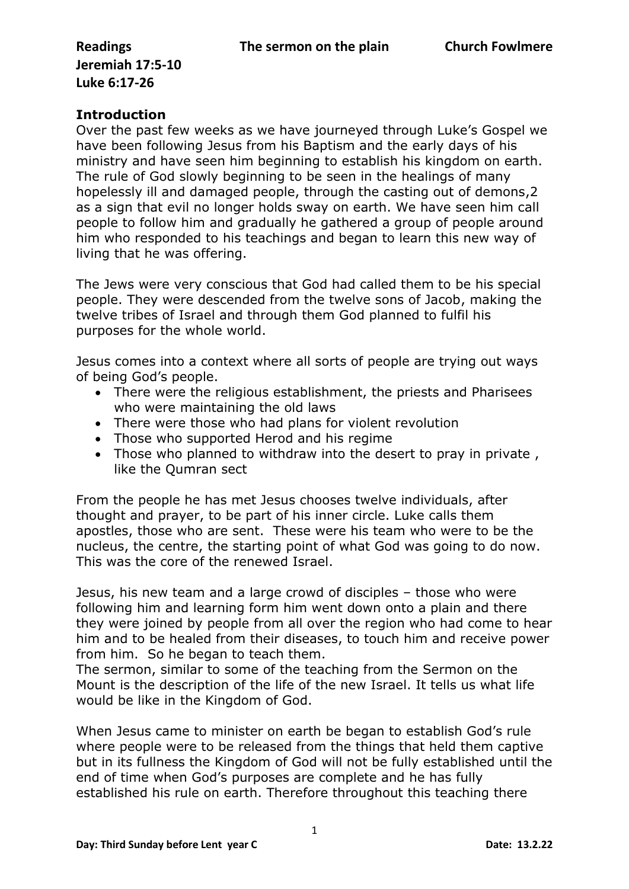**Readings** **The sermon on the plain** **Church Fowlmere**

**Jeremiah 17:5-10**
**Luke 6:17-26**

## Introduction

Over the past few weeks as we have journeyed through Luke's Gospel we have been following Jesus from his Baptism and the early days of his ministry and have seen him beginning to establish his kingdom on earth. The rule of God slowly beginning to be seen in the healings of many hopelessly ill and damaged people, through the casting out of demons,2 as a sign that evil no longer holds sway on earth. We have seen him call people to follow him and gradually he gathered a group of people around him who responded to his teachings and began to learn this new way of living that he was offering.

The Jews were very conscious that God had called them to be his special people. They were descended from the twelve sons of Jacob, making the twelve tribes of Israel and through them God planned to fulfil his purposes for the whole world.

Jesus comes into a context where all sorts of people are trying out ways of being God's people.

- There were the religious establishment, the priests and Pharisees who were maintaining the old laws
- There were those who had plans for violent revolution
- Those who supported Herod and his regime
- Those who planned to withdraw into the desert to pray in private , like the Qumran sect

From the people he has met Jesus chooses twelve individuals, after thought and prayer, to be part of his inner circle. Luke calls them apostles, those who are sent. These were his team who were to be the nucleus, the centre, the starting point of what God was going to do now. This was the core of the renewed Israel.

Jesus, his new team and a large crowd of disciples – those who were following him and learning form him went down onto a plain and there they were joined by people from all over the region who had come to hear him and to be healed from their diseases, to touch him and receive power from him. So he began to teach them.
The sermon, similar to some of the teaching from the Sermon on the Mount is the description of the life of the new Israel. It tells us what life would be like in the Kingdom of God.

When Jesus came to minister on earth be began to establish God's rule where people were to be released from the things that held them captive but in its fullness the Kingdom of God will not be fully established until the end of time when God's purposes are complete and he has fully established his rule on earth. Therefore throughout this teaching there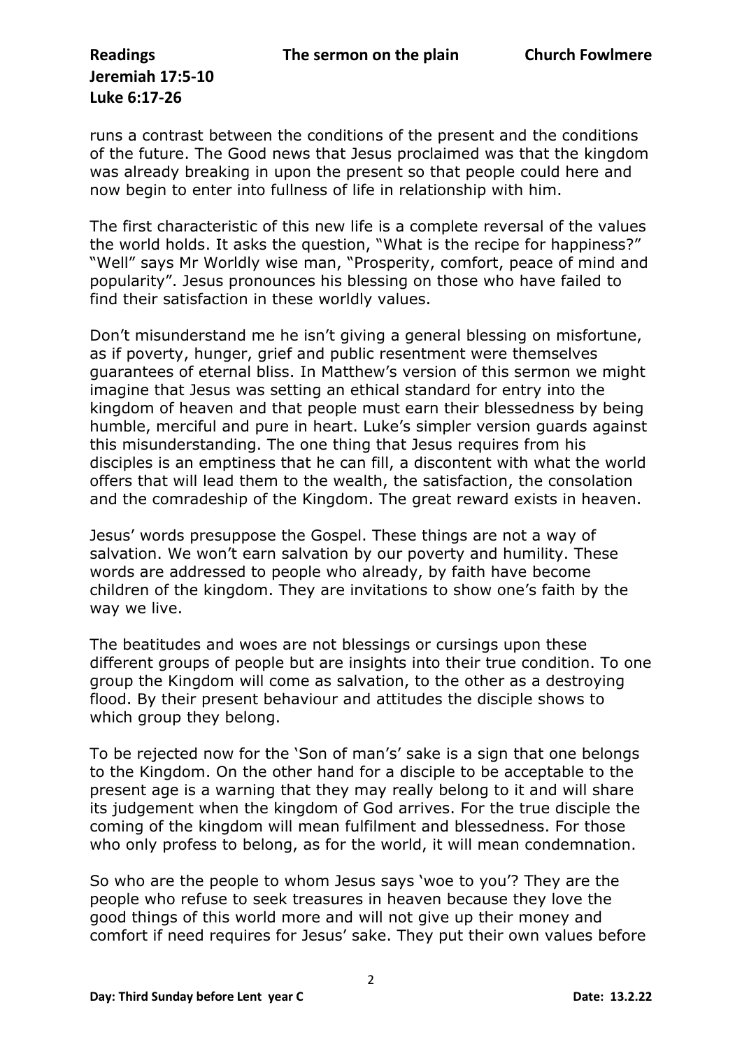runs a contrast between the conditions of the present and the conditions of the future. The Good news that Jesus proclaimed was that the kingdom was already breaking in upon the present so that people could here and now begin to enter into fullness of life in relationship with him.

The first characteristic of this new life is a complete reversal of the values the world holds. It asks the question, "What is the recipe for happiness?" "Well" says Mr Worldly wise man, "Prosperity, comfort, peace of mind and popularity". Jesus pronounces his blessing on those who have failed to find their satisfaction in these worldly values.

Don't misunderstand me he isn't giving a general blessing on misfortune, as if poverty, hunger, grief and public resentment were themselves guarantees of eternal bliss. In Matthew's version of this sermon we might imagine that Jesus was setting an ethical standard for entry into the kingdom of heaven and that people must earn their blessedness by being humble, merciful and pure in heart. Luke's simpler version guards against this misunderstanding. The one thing that Jesus requires from his disciples is an emptiness that he can fill, a discontent with what the world offers that will lead them to the wealth, the satisfaction, the consolation and the comradeship of the Kingdom. The great reward exists in heaven.

Jesus' words presuppose the Gospel. These things are not a way of salvation. We won't earn salvation by our poverty and humility. These words are addressed to people who already, by faith have become children of the kingdom. They are invitations to show one's faith by the way we live.

The beatitudes and woes are not blessings or cursings upon these different groups of people but are insights into their true condition. To one group the Kingdom will come as salvation, to the other as a destroying flood. By their present behaviour and attitudes the disciple shows to which group they belong.

To be rejected now for the 'Son of man's' sake is a sign that one belongs to the Kingdom. On the other hand for a disciple to be acceptable to the present age is a warning that they may really belong to it and will share its judgement when the kingdom of God arrives. For the true disciple the coming of the kingdom will mean fulfilment and blessedness. For those who only profess to belong, as for the world, it will mean condemnation.

So who are the people to whom Jesus says 'woe to you'? They are the people who refuse to seek treasures in heaven because they love the good things of this world more and will not give up their money and comfort if need requires for Jesus' sake. They put their own values before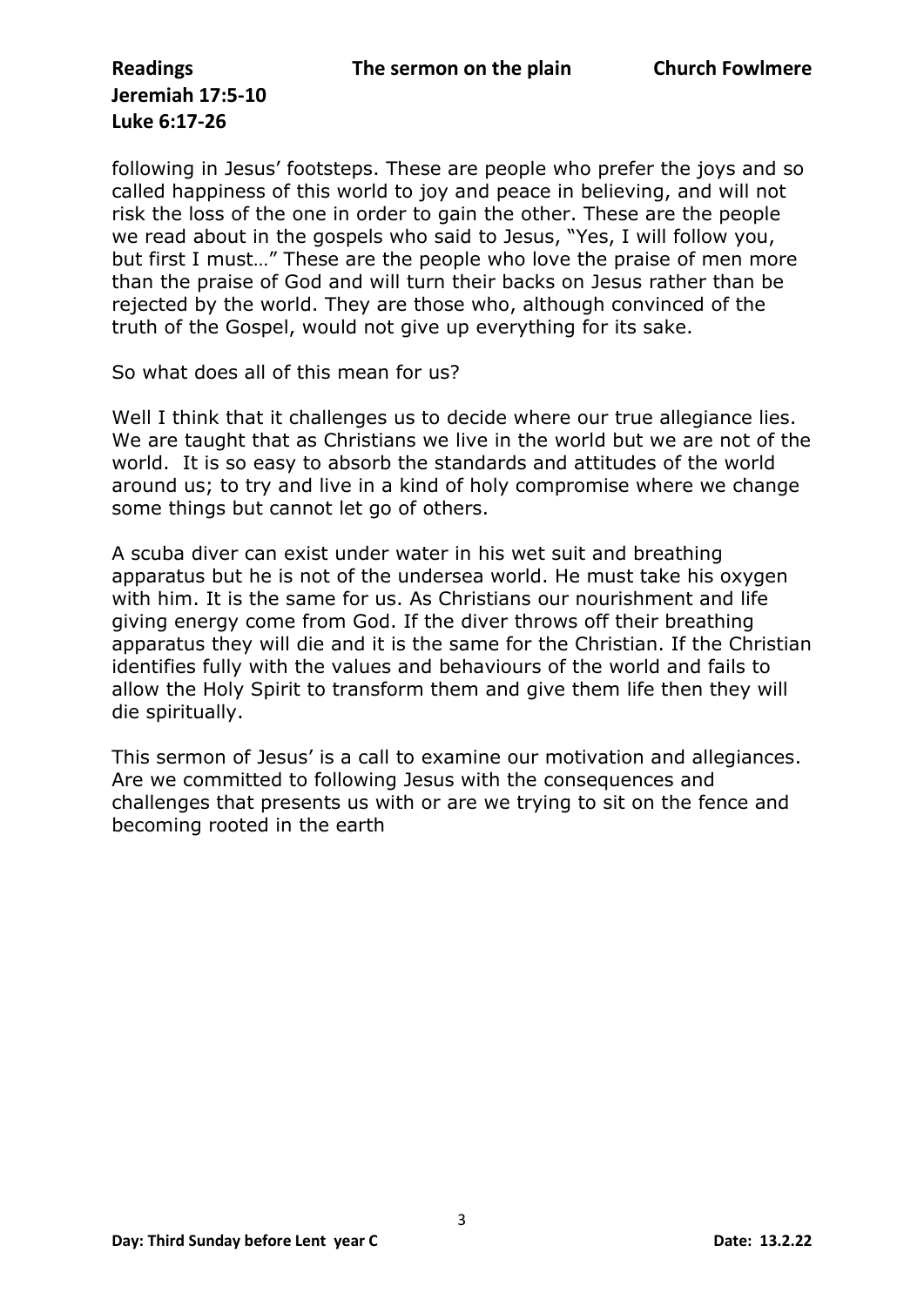following in Jesus' footsteps. These are people who prefer the joys and so called happiness of this world to joy and peace in believing, and will not risk the loss of the one in order to gain the other. These are the people we read about in the gospels who said to Jesus, "Yes, I will follow you, but first I must…" These are the people who love the praise of men more than the praise of God and will turn their backs on Jesus rather than be rejected by the world. They are those who, although convinced of the truth of the Gospel, would not give up everything for its sake.

So what does all of this mean for us?

Well I think that it challenges us to decide where our true allegiance lies. We are taught that as Christians we live in the world but we are not of the world. It is so easy to absorb the standards and attitudes of the world around us; to try and live in a kind of holy compromise where we change some things but cannot let go of others.

A scuba diver can exist under water in his wet suit and breathing apparatus but he is not of the undersea world. He must take his oxygen with him. It is the same for us. As Christians our nourishment and life giving energy come from God. If the diver throws off their breathing apparatus they will die and it is the same for the Christian. If the Christian identifies fully with the values and behaviours of the world and fails to allow the Holy Spirit to transform them and give them life then they will die spiritually.

This sermon of Jesus' is a call to examine our motivation and allegiances. Are we committed to following Jesus with the consequences and challenges that presents us with or are we trying to sit on the fence and becoming rooted in the earth